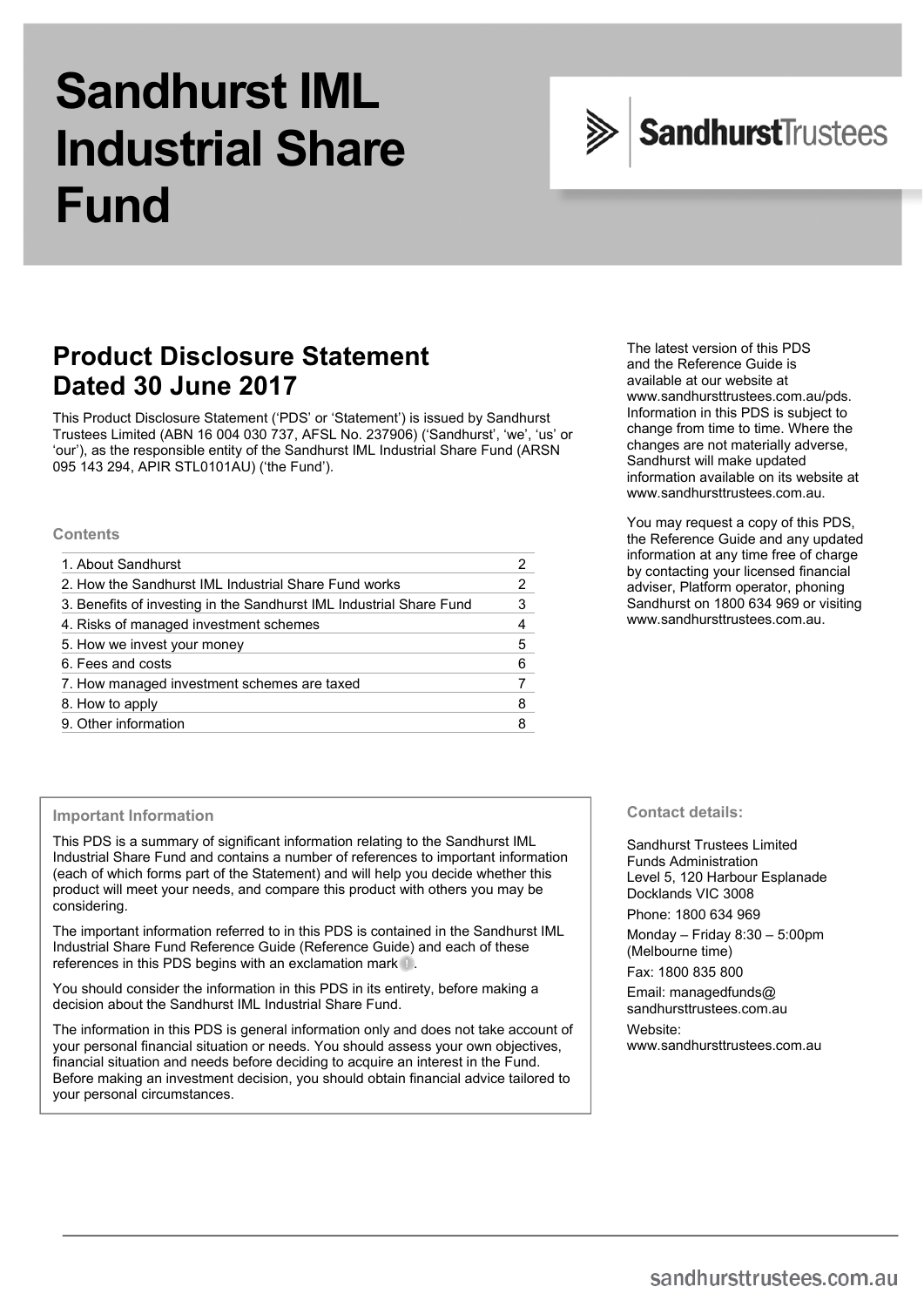# Sandhurst IML Industrial Share Fund

SandhurstTrustees

## Product Disclosure Statement Dated 30 June 2017

This Product Disclosure Statement ('PDS' or 'Statement') is issued by Sandhurst Trustees Limited (ABN 16 004 030 737, AFSL No. 237906) ('Sandhurst', 'we', 'us' or 'our'), as the responsible entity of the Sandhurst IML Industrial Share Fund (ARSN 095 143 294, APIR STL0101AU) ('the Fund').

The latest version of this PDS and the Reference Guide is available at our website at www.sandhursttrustees.com.au/pds. Information in this PDS is subject to change from time to time. Where the changes are not materially adverse, Sandhurst will make updated information available on its website at www.sandhursttrustees.com.au.

You may request a copy of this PDS, the Reference Guide and any updated information at any time free of charge by contacting your licensed financial adviser, Platform operator, phoning Sandhurst on 1800 634 969 or visiting www.sandhursttrustees.com.au.

### Contents

| | |
|---|---|
| 1. About Sandhurst | 2 |
| 2. How the Sandhurst IML Industrial Share Fund works | 2 |
| 3. Benefits of investing in the Sandhurst IML Industrial Share Fund | 3 |
| 4. Risks of managed investment schemes | 4 |
| 5. How we invest your money | 5 |
| 6. Fees and costs | 6 |
| 7. How managed investment schemes are taxed | 7 |
| 8. How to apply | 8 |
| 9. Other information | 8 |

### Important Information

This PDS is a summary of significant information relating to the Sandhurst IML Industrial Share Fund and contains a number of references to important information (each of which forms part of the Statement) and will help you decide whether this product will meet your needs, and compare this product with others you may be considering.

The important information referred to in this PDS is contained in the Sandhurst IML Industrial Share Fund Reference Guide (Reference Guide) and each of these references in this PDS begins with an exclamation mark !.

You should consider the information in this PDS in its entirety, before making a decision about the Sandhurst IML Industrial Share Fund.

The information in this PDS is general information only and does not take account of your personal financial situation or needs. You should assess your own objectives, financial situation and needs before deciding to acquire an interest in the Fund. Before making an investment decision, you should obtain financial advice tailored to your personal circumstances.

### Contact details:

Sandhurst Trustees Limited
Funds Administration
Level 5, 120 Harbour Esplanade
Docklands VIC 3008

Phone: 1800 634 969

Monday – Friday 8:30 – 5:00pm (Melbourne time)

Fax: 1800 835 800

Email: managedfunds@sandhursttrustees.com.au

Website: www.sandhursttrustees.com.au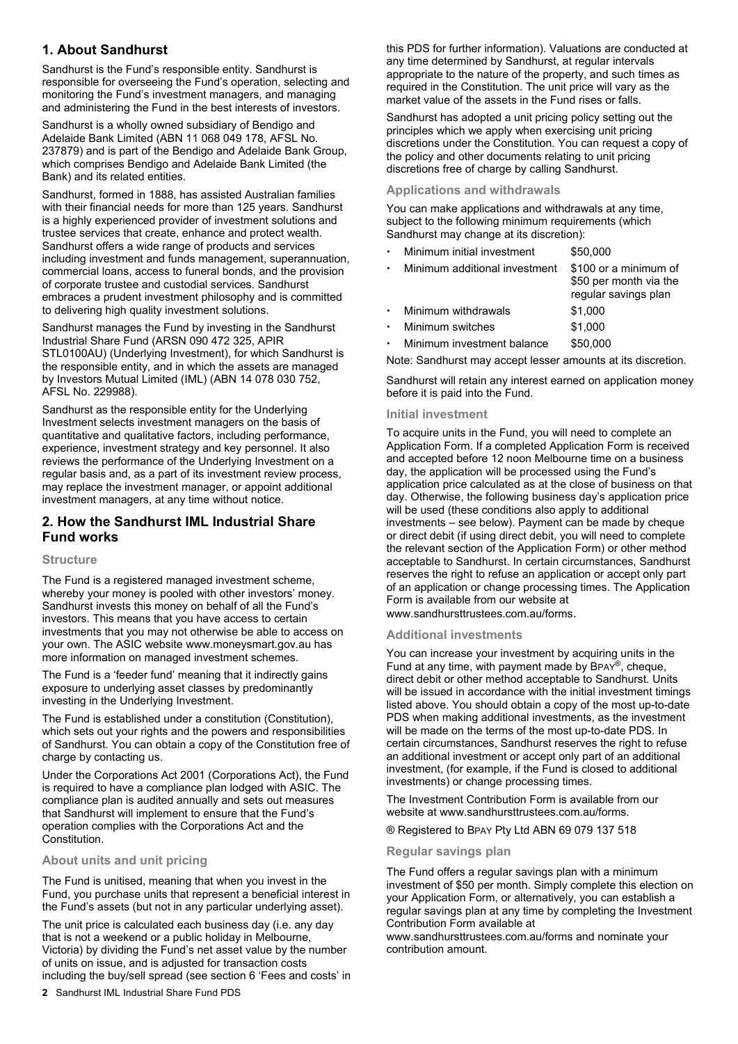## 1. About Sandhurst

Sandhurst is the Fund's responsible entity. Sandhurst is responsible for overseeing the Fund's operation, selecting and monitoring the Fund's investment managers, and managing and administering the Fund in the best interests of investors.

Sandhurst is a wholly owned subsidiary of Bendigo and Adelaide Bank Limited (ABN 11 068 049 178, AFSL No. 237879) and is part of the Bendigo and Adelaide Bank Group, which comprises Bendigo and Adelaide Bank Limited (the Bank) and its related entities.

Sandhurst, formed in 1888, has assisted Australian families with their financial needs for more than 125 years. Sandhurst is a highly experienced provider of investment solutions and trustee services that create, enhance and protect wealth. Sandhurst offers a wide range of products and services including investment and funds management, superannuation, commercial loans, access to funeral bonds, and the provision of corporate trustee and custodial services. Sandhurst embraces a prudent investment philosophy and is committed to delivering high quality investment solutions.

Sandhurst manages the Fund by investing in the Sandhurst Industrial Share Fund (ARSN 090 472 325, APIR STL0100AU) (Underlying Investment), for which Sandhurst is the responsible entity, and in which the assets are managed by Investors Mutual Limited (IML) (ABN 14 078 030 752, AFSL No. 229988).

Sandhurst as the responsible entity for the Underlying Investment selects investment managers on the basis of quantitative and qualitative factors, including performance, experience, investment strategy and key personnel. It also reviews the performance of the Underlying Investment on a regular basis and, as a part of its investment review process, may replace the investment manager, or appoint additional investment managers, at any time without notice.

## 2. How the Sandhurst IML Industrial Share Fund works

### Structure

The Fund is a registered managed investment scheme, whereby your money is pooled with other investors' money. Sandhurst invests this money on behalf of all the Fund's investors. This means that you have access to certain investments that you may not otherwise be able to access on your own. The ASIC website www.moneysmart.gov.au has more information on managed investment schemes.

The Fund is a 'feeder fund' meaning that it indirectly gains exposure to underlying asset classes by predominantly investing in the Underlying Investment.

The Fund is established under a constitution (Constitution), which sets out your rights and the powers and responsibilities of Sandhurst. You can obtain a copy of the Constitution free of charge by contacting us.

Under the Corporations Act 2001 (Corporations Act), the Fund is required to have a compliance plan lodged with ASIC. The compliance plan is audited annually and sets out measures that Sandhurst will implement to ensure that the Fund's operation complies with the Corporations Act and the Constitution.

### About units and unit pricing

The Fund is unitised, meaning that when you invest in the Fund, you purchase units that represent a beneficial interest in the Fund's assets (but not in any particular underlying asset).

The unit price is calculated each business day (i.e. any day that is not a weekend or a public holiday in Melbourne, Victoria) by dividing the Fund's net asset value by the number of units on issue, and is adjusted for transaction costs including the buy/sell spread (see section 6 'Fees and costs' in this PDS for further information). Valuations are conducted at any time determined by Sandhurst, at regular intervals appropriate to the nature of the property, and such times as required in the Constitution. The unit price will vary as the market value of the assets in the Fund rises or falls.

Sandhurst has adopted a unit pricing policy setting out the principles which we apply when exercising unit pricing discretions under the Constitution. You can request a copy of the policy and other documents relating to unit pricing discretions free of charge by calling Sandhurst.

### Applications and withdrawals

You can make applications and withdrawals at any time, subject to the following minimum requirements (which Sandhurst may change at its discretion):

- Minimum initial investment — $50,000
- Minimum additional investment — $100 or a minimum of $50 per month via the regular savings plan
- Minimum withdrawals — $1,000
- Minimum switches — $1,000
- Minimum investment balance — $50,000

Note: Sandhurst may accept lesser amounts at its discretion.

Sandhurst will retain any interest earned on application money before it is paid into the Fund.

### Initial investment

To acquire units in the Fund, you will need to complete an Application Form. If a completed Application Form is received and accepted before 12 noon Melbourne time on a business day, the application will be processed using the Fund's application price calculated as at the close of business on that day. Otherwise, the following business day's application price will be used (these conditions also apply to additional investments – see below). Payment can be made by cheque or direct debit (if using direct debit, you will need to complete the relevant section of the Application Form) or other method acceptable to Sandhurst. In certain circumstances, Sandhurst reserves the right to refuse an application or accept only part of an application or change processing times. The Application Form is available from our website at www.sandhursttrustees.com.au/forms.

### Additional investments

You can increase your investment by acquiring units in the Fund at any time, with payment made by BPAY®, cheque, direct debit or other method acceptable to Sandhurst. Units will be issued in accordance with the initial investment timings listed above. You should obtain a copy of the most up-to-date PDS when making additional investments, as the investment will be made on the terms of the most up-to-date PDS. In certain circumstances, Sandhurst reserves the right to refuse an additional investment or accept only part of an additional investment, (for example, if the Fund is closed to additional investments) or change processing times.

The Investment Contribution Form is available from our website at www.sandhursttrustees.com.au/forms.

® Registered to BPAY Pty Ltd ABN 69 079 137 518

### Regular savings plan

The Fund offers a regular savings plan with a minimum investment of $50 per month. Simply complete this election on your Application Form, or alternatively, you can establish a regular savings plan at any time by completing the Investment Contribution Form available at www.sandhursttrustees.com.au/forms and nominate your contribution amount.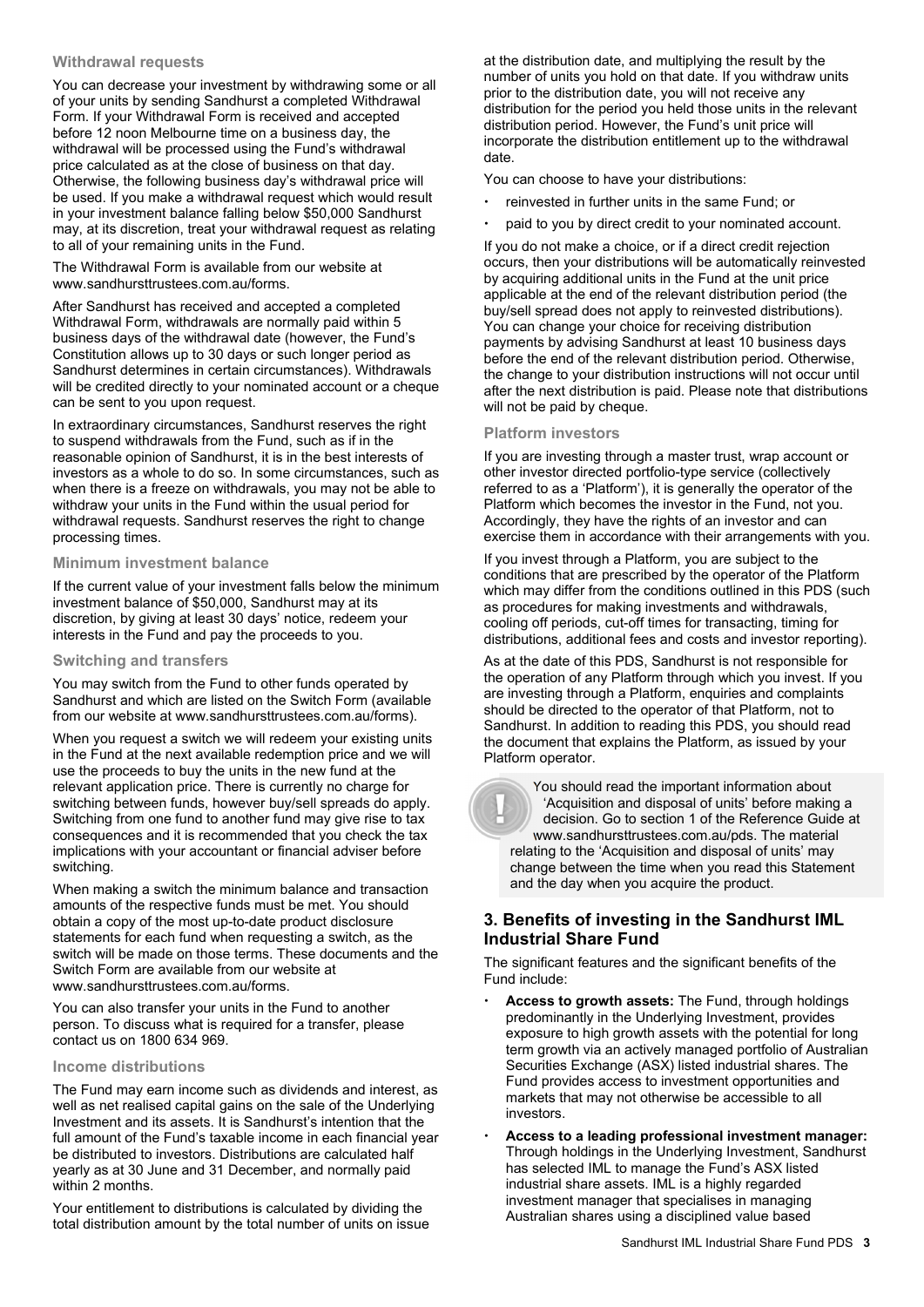### Withdrawal requests

You can decrease your investment by withdrawing some or all of your units by sending Sandhurst a completed Withdrawal Form. If your Withdrawal Form is received and accepted before 12 noon Melbourne time on a business day, the withdrawal will be processed using the Fund's withdrawal price calculated as at the close of business on that day. Otherwise, the following business day's withdrawal price will be used. If you make a withdrawal request which would result in your investment balance falling below $50,000 Sandhurst may, at its discretion, treat your withdrawal request as relating to all of your remaining units in the Fund.

The Withdrawal Form is available from our website at www.sandhursttrustees.com.au/forms.

After Sandhurst has received and accepted a completed Withdrawal Form, withdrawals are normally paid within 5 business days of the withdrawal date (however, the Fund's Constitution allows up to 30 days or such longer period as Sandhurst determines in certain circumstances). Withdrawals will be credited directly to your nominated account or a cheque can be sent to you upon request.

In extraordinary circumstances, Sandhurst reserves the right to suspend withdrawals from the Fund, such as if in the reasonable opinion of Sandhurst, it is in the best interests of investors as a whole to do so. In some circumstances, such as when there is a freeze on withdrawals, you may not be able to withdraw your units in the Fund within the usual period for withdrawal requests. Sandhurst reserves the right to change processing times.

### Minimum investment balance

If the current value of your investment falls below the minimum investment balance of $50,000, Sandhurst may at its discretion, by giving at least 30 days' notice, redeem your interests in the Fund and pay the proceeds to you.

### Switching and transfers

You may switch from the Fund to other funds operated by Sandhurst and which are listed on the Switch Form (available from our website at www.sandhursttrustees.com.au/forms).

When you request a switch we will redeem your existing units in the Fund at the next available redemption price and we will use the proceeds to buy the units in the new fund at the relevant application price. There is currently no charge for switching between funds, however buy/sell spreads do apply. Switching from one fund to another fund may give rise to tax consequences and it is recommended that you check the tax implications with your accountant or financial adviser before switching.

When making a switch the minimum balance and transaction amounts of the respective funds must be met. You should obtain a copy of the most up-to-date product disclosure statements for each fund when requesting a switch, as the switch will be made on those terms. These documents and the Switch Form are available from our website at www.sandhursttrustees.com.au/forms.

You can also transfer your units in the Fund to another person. To discuss what is required for a transfer, please contact us on 1800 634 969.

### Income distributions

The Fund may earn income such as dividends and interest, as well as net realised capital gains on the sale of the Underlying Investment and its assets. It is Sandhurst's intention that the full amount of the Fund's taxable income in each financial year be distributed to investors. Distributions are calculated half yearly as at 30 June and 31 December, and normally paid within 2 months.

Your entitlement to distributions is calculated by dividing the total distribution amount by the total number of units on issue at the distribution date, and multiplying the result by the number of units you hold on that date. If you withdraw units prior to the distribution date, you will not receive any distribution for the period you held those units in the relevant distribution period. However, the Fund's unit price will incorporate the distribution entitlement up to the withdrawal date.

You can choose to have your distributions:

- reinvested in further units in the same Fund; or
- paid to you by direct credit to your nominated account.

If you do not make a choice, or if a direct credit rejection occurs, then your distributions will be automatically reinvested by acquiring additional units in the Fund at the unit price applicable at the end of the relevant distribution period (the buy/sell spread does not apply to reinvested distributions). You can change your choice for receiving distribution payments by advising Sandhurst at least 10 business days before the end of the relevant distribution period. Otherwise, the change to your distribution instructions will not occur until after the next distribution is paid. Please note that distributions will not be paid by cheque.

### Platform investors

If you are investing through a master trust, wrap account or other investor directed portfolio-type service (collectively referred to as a 'Platform'), it is generally the operator of the Platform which becomes the investor in the Fund, not you. Accordingly, they have the rights of an investor and can exercise them in accordance with their arrangements with you.

If you invest through a Platform, you are subject to the conditions that are prescribed by the operator of the Platform which may differ from the conditions outlined in this PDS (such as procedures for making investments and withdrawals, cooling off periods, cut-off times for transacting, timing for distributions, additional fees and costs and investor reporting).

As at the date of this PDS, Sandhurst is not responsible for the operation of any Platform through which you invest. If you are investing through a Platform, enquiries and complaints should be directed to the operator of that Platform, not to Sandhurst. In addition to reading this PDS, you should read the document that explains the Platform, as issued by your Platform operator.

> You should read the important information about 'Acquisition and disposal of units' before making a decision. Go to section 1 of the Reference Guide at www.sandhursttrustees.com.au/pds. The material relating to the 'Acquisition and disposal of units' may change between the time when you read this Statement and the day when you acquire the product.

## 3. Benefits of investing in the Sandhurst IML Industrial Share Fund

The significant features and the significant benefits of the Fund include:

- **Access to growth assets:** The Fund, through holdings predominantly in the Underlying Investment, provides exposure to high growth assets with the potential for long term growth via an actively managed portfolio of Australian Securities Exchange (ASX) listed industrial shares. The Fund provides access to investment opportunities and markets that may not otherwise be accessible to all investors.
- **Access to a leading professional investment manager:** Through holdings in the Underlying Investment, Sandhurst has selected IML to manage the Fund's ASX listed industrial share assets. IML is a highly regarded investment manager that specialises in managing Australian shares using a disciplined value based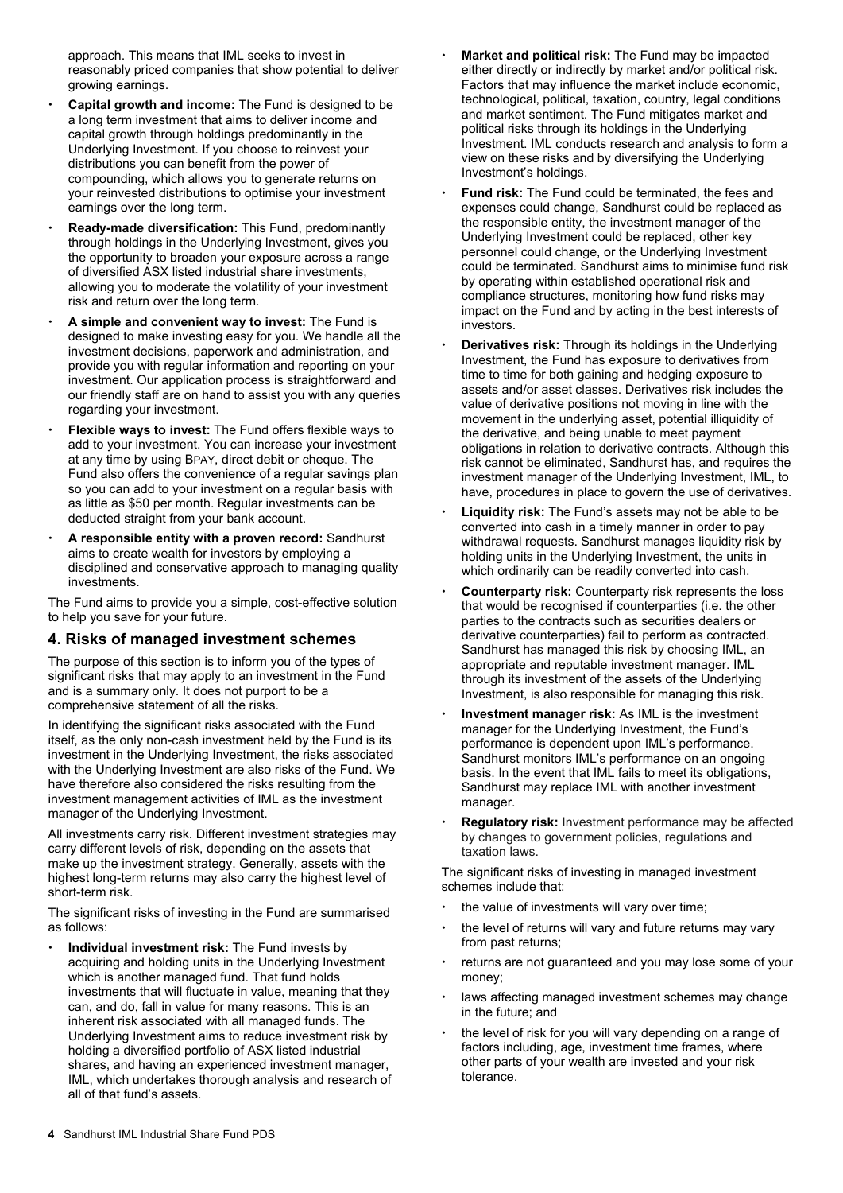approach. This means that IML seeks to invest in reasonably priced companies that show potential to deliver growing earnings.

- **Capital growth and income:** The Fund is designed to be a long term investment that aims to deliver income and capital growth through holdings predominantly in the Underlying Investment. If you choose to reinvest your distributions you can benefit from the power of compounding, which allows you to generate returns on your reinvested distributions to optimise your investment earnings over the long term.
- **Ready-made diversification:** This Fund, predominantly through holdings in the Underlying Investment, gives you the opportunity to broaden your exposure across a range of diversified ASX listed industrial share investments, allowing you to moderate the volatility of your investment risk and return over the long term.
- **A simple and convenient way to invest:** The Fund is designed to make investing easy for you. We handle all the investment decisions, paperwork and administration, and provide you with regular information and reporting on your investment. Our application process is straightforward and our friendly staff are on hand to assist you with any queries regarding your investment.
- **Flexible ways to invest:** The Fund offers flexible ways to add to your investment. You can increase your investment at any time by using BPAY, direct debit or cheque. The Fund also offers the convenience of a regular savings plan so you can add to your investment on a regular basis with as little as $50 per month. Regular investments can be deducted straight from your bank account.
- **A responsible entity with a proven record:** Sandhurst aims to create wealth for investors by employing a disciplined and conservative approach to managing quality investments.

The Fund aims to provide you a simple, cost-effective solution to help you save for your future.

## 4. Risks of managed investment schemes

The purpose of this section is to inform you of the types of significant risks that may apply to an investment in the Fund and is a summary only. It does not purport to be a comprehensive statement of all the risks.

In identifying the significant risks associated with the Fund itself, as the only non-cash investment held by the Fund is its investment in the Underlying Investment, the risks associated with the Underlying Investment are also risks of the Fund. We have therefore also considered the risks resulting from the investment management activities of IML as the investment manager of the Underlying Investment.

All investments carry risk. Different investment strategies may carry different levels of risk, depending on the assets that make up the investment strategy. Generally, assets with the highest long-term returns may also carry the highest level of short-term risk.

The significant risks of investing in the Fund are summarised as follows:

- **Individual investment risk:** The Fund invests by acquiring and holding units in the Underlying Investment which is another managed fund. That fund holds investments that will fluctuate in value, meaning that they can, and do, fall in value for many reasons. This is an inherent risk associated with all managed funds. The Underlying Investment aims to reduce investment risk by holding a diversified portfolio of ASX listed industrial shares, and having an experienced investment manager, IML, which undertakes thorough analysis and research of all of that fund's assets.
- **Market and political risk:** The Fund may be impacted either directly or indirectly by market and/or political risk. Factors that may influence the market include economic, technological, political, taxation, country, legal conditions and market sentiment. The Fund mitigates market and political risks through its holdings in the Underlying Investment. IML conducts research and analysis to form a view on these risks and by diversifying the Underlying Investment's holdings.
- **Fund risk:** The Fund could be terminated, the fees and expenses could change, Sandhurst could be replaced as the responsible entity, the investment manager of the Underlying Investment could be replaced, other key personnel could change, or the Underlying Investment could be terminated. Sandhurst aims to minimise fund risk by operating within established operational risk and compliance structures, monitoring how fund risks may impact on the Fund and by acting in the best interests of investors.
- **Derivatives risk:** Through its holdings in the Underlying Investment, the Fund has exposure to derivatives from time to time for both gaining and hedging exposure to assets and/or asset classes. Derivatives risk includes the value of derivative positions not moving in line with the movement in the underlying asset, potential illiquidity of the derivative, and being unable to meet payment obligations in relation to derivative contracts. Although this risk cannot be eliminated, Sandhurst has, and requires the investment manager of the Underlying Investment, IML, to have, procedures in place to govern the use of derivatives.
- **Liquidity risk:** The Fund's assets may not be able to be converted into cash in a timely manner in order to pay withdrawal requests. Sandhurst manages liquidity risk by holding units in the Underlying Investment, the units in which ordinarily can be readily converted into cash.
- **Counterparty risk:** Counterparty risk represents the loss that would be recognised if counterparties (i.e. the other parties to the contracts such as securities dealers or derivative counterparties) fail to perform as contracted. Sandhurst has managed this risk by choosing IML, an appropriate and reputable investment manager. IML through its investment of the assets of the Underlying Investment, is also responsible for managing this risk.
- **Investment manager risk:** As IML is the investment manager for the Underlying Investment, the Fund's performance is dependent upon IML's performance. Sandhurst monitors IML's performance on an ongoing basis. In the event that IML fails to meet its obligations, Sandhurst may replace IML with another investment manager.
- **Regulatory risk:** Investment performance may be affected by changes to government policies, regulations and taxation laws.

The significant risks of investing in managed investment schemes include that:

- the value of investments will vary over time;
- the level of returns will vary and future returns may vary from past returns;
- returns are not guaranteed and you may lose some of your money;
- laws affecting managed investment schemes may change in the future; and
- the level of risk for you will vary depending on a range of factors including, age, investment time frames, where other parts of your wealth are invested and your risk tolerance.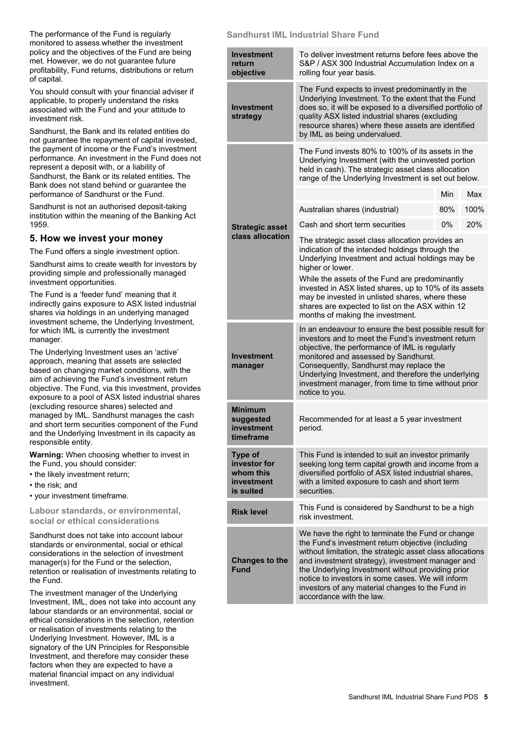The performance of the Fund is regularly monitored to assess whether the investment policy and the objectives of the Fund are being met. However, we do not guarantee future profitability, Fund returns, distributions or return of capital.

You should consult with your financial adviser if applicable, to properly understand the risks associated with the Fund and your attitude to investment risk.

Sandhurst, the Bank and its related entities do not guarantee the repayment of capital invested, the payment of income or the Fund's investment performance. An investment in the Fund does not represent a deposit with, or a liability of Sandhurst, the Bank or its related entities. The Bank does not stand behind or guarantee the performance of Sandhurst or the Fund.

Sandhurst is not an authorised deposit-taking institution within the meaning of the Banking Act 1959.

## 5. How we invest your money

The Fund offers a single investment option.

Sandhurst aims to create wealth for investors by providing simple and professionally managed investment opportunities.

The Fund is a 'feeder fund' meaning that it indirectly gains exposure to ASX listed industrial shares via holdings in an underlying managed investment scheme, the Underlying Investment, for which IML is currently the investment manager.

The Underlying Investment uses an 'active' approach, meaning that assets are selected based on changing market conditions, with the aim of achieving the Fund's investment return objective. The Fund, via this investment, provides exposure to a pool of ASX listed industrial shares (excluding resource shares) selected and managed by IML. Sandhurst manages the cash and short term securities component of the Fund and the Underlying Investment in its capacity as responsible entity.

**Warning:** When choosing whether to invest in the Fund, you should consider:

- the likely investment return;
- the risk; and
- your investment timeframe.

### Labour standards, or environmental, social or ethical considerations

Sandhurst does not take into account labour standards or environmental, social or ethical considerations in the selection of investment manager(s) for the Fund or the selection, retention or realisation of investments relating to the Fund.

The investment manager of the Underlying Investment, IML, does not take into account any labour standards or an environmental, social or ethical considerations in the selection, retention or realisation of investments relating to the Underlying Investment. However, IML is a signatory of the UN Principles for Responsible Investment, and therefore may consider these factors when they are expected to have a material financial impact on any individual investment.

### Sandhurst IML Industrial Share Fund

| | |
|---|---|
| **Investment return objective** | To deliver investment returns before fees above the S&P / ASX 300 Industrial Accumulation Index on a rolling four year basis. |
| **Investment strategy** | The Fund expects to invest predominantly in the Underlying Investment. To the extent that the Fund does so, it will be exposed to a diversified portfolio of quality ASX listed industrial shares (excluding resource shares) where these assets are identified by IML as being undervalued. |
| **Strategic asset class allocation** | The Fund invests 80% to 100% of its assets in the Underlying Investment (with the uninvested portion held in cash). The strategic asset class allocation range of the Underlying Investment is set out below.<br><br>Australian shares (industrial): Min 80%, Max 100%<br>Cash and short term securities: Min 0%, Max 20%<br><br>The strategic asset class allocation provides an indication of the intended holdings through the Underlying Investment and actual holdings may be higher or lower.<br><br>While the assets of the Fund are predominantly invested in ASX listed shares, up to 10% of its assets may be invested in unlisted shares, where these shares are expected to list on the ASX within 12 months of making the investment. |
| **Investment manager** | In an endeavour to ensure the best possible result for investors and to meet the Fund's investment return objective, the performance of IML is regularly monitored and assessed by Sandhurst. Consequently, Sandhurst may replace the Underlying Investment, and therefore the underlying investment manager, from time to time without prior notice to you. |
| **Minimum suggested investment timeframe** | Recommended for at least a 5 year investment period. |
| **Type of investor for whom this investment is suited** | This Fund is intended to suit an investor primarily seeking long term capital growth and income from a diversified portfolio of ASX listed industrial shares, with a limited exposure to cash and short term securities. |
| **Risk level** | This Fund is considered by Sandhurst to be a high risk investment. |
| **Changes to the Fund** | We have the right to terminate the Fund or change the Fund's investment return objective (including without limitation, the strategic asset class allocations and investment strategy), investment manager and the Underlying Investment without providing prior notice to investors in some cases. We will inform investors of any material changes to the Fund in accordance with the law. |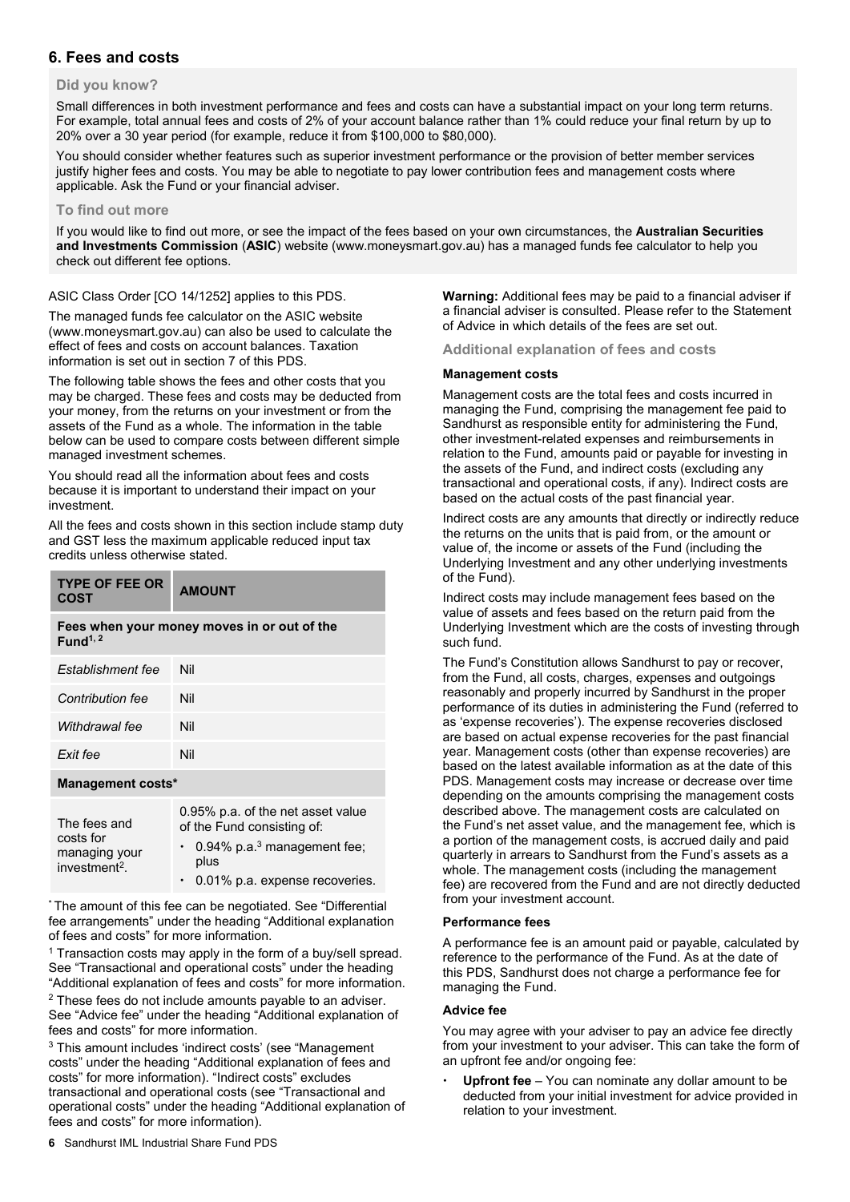## 6. Fees and costs

### Did you know?

Small differences in both investment performance and fees and costs can have a substantial impact on your long term returns. For example, total annual fees and costs of 2% of your account balance rather than 1% could reduce your final return by up to 20% over a 30 year period (for example, reduce it from $100,000 to $80,000).

You should consider whether features such as superior investment performance or the provision of better member services justify higher fees and costs. You may be able to negotiate to pay lower contribution fees and management costs where applicable. Ask the Fund or your financial adviser.

### To find out more

If you would like to find out more, or see the impact of the fees based on your own circumstances, the **Australian Securities and Investments Commission** (**ASIC**) website (www.moneysmart.gov.au) has a managed funds fee calculator to help you check out different fee options.

ASIC Class Order [CO 14/1252] applies to this PDS.

The managed funds fee calculator on the ASIC website (www.moneysmart.gov.au) can also be used to calculate the effect of fees and costs on account balances. Taxation information is set out in section 7 of this PDS.

The following table shows the fees and other costs that you may be charged. These fees and costs may be deducted from your money, from the returns on your investment or from the assets of the Fund as a whole. The information in the table below can be used to compare costs between different simple managed investment schemes.

You should read all the information about fees and costs because it is important to understand their impact on your investment.

All the fees and costs shown in this section include stamp duty and GST less the maximum applicable reduced input tax credits unless otherwise stated.

| TYPE OF FEE OR COST | AMOUNT |
|---|---|
| **Fees when your money moves in or out of the Fund[1, 2]** | |
| *Establishment fee* | Nil |
| *Contribution fee* | Nil |
| *Withdrawal fee* | Nil |
| *Exit fee* | Nil |
| **Management costs*** | |
| The fees and costs for managing your investment[2]. | 0.95% p.a. of the net asset value of the Fund consisting of: • 0.94% p.a.[3] management fee; plus • 0.01% p.a. expense recoveries. |

* The amount of this fee can be negotiated. See "Differential fee arrangements" under the heading "Additional explanation of fees and costs" for more information.

[1] Transaction costs may apply in the form of a buy/sell spread. See "Transactional and operational costs" under the heading "Additional explanation of fees and costs" for more information.

[2] These fees do not include amounts payable to an adviser. See "Advice fee" under the heading "Additional explanation of fees and costs" for more information.

[3] This amount includes 'indirect costs' (see "Management costs" under the heading "Additional explanation of fees and costs" for more information). "Indirect costs" excludes transactional and operational costs (see "Transactional and operational costs" under the heading "Additional explanation of fees and costs" for more information).

**Warning:** Additional fees may be paid to a financial adviser if a financial adviser is consulted. Please refer to the Statement of Advice in which details of the fees are set out.

### Additional explanation of fees and costs

#### Management costs

Management costs are the total fees and costs incurred in managing the Fund, comprising the management fee paid to Sandhurst as responsible entity for administering the Fund, other investment-related expenses and reimbursements in relation to the Fund, amounts paid or payable for investing in the assets of the Fund, and indirect costs (excluding any transactional and operational costs, if any). Indirect costs are based on the actual costs of the past financial year.

Indirect costs are any amounts that directly or indirectly reduce the returns on the units that is paid from, or the amount or value of, the income or assets of the Fund (including the Underlying Investment and any other underlying investments of the Fund).

Indirect costs may include management fees based on the value of assets and fees based on the return paid from the Underlying Investment which are the costs of investing through such fund.

The Fund's Constitution allows Sandhurst to pay or recover, from the Fund, all costs, charges, expenses and outgoings reasonably and properly incurred by Sandhurst in the proper performance of its duties in administering the Fund (referred to as 'expense recoveries'). The expense recoveries disclosed are based on actual expense recoveries for the past financial year. Management costs (other than expense recoveries) are based on the latest available information as at the date of this PDS. Management costs may increase or decrease over time depending on the amounts comprising the management costs described above. The management costs are calculated on the Fund's net asset value, and the management fee, which is a portion of the management costs, is accrued daily and paid quarterly in arrears to Sandhurst from the Fund's assets as a whole. The management costs (including the management fee) are recovered from the Fund and are not directly deducted from your investment account.

#### Performance fees

A performance fee is an amount paid or payable, calculated by reference to the performance of the Fund. As at the date of this PDS, Sandhurst does not charge a performance fee for managing the Fund.

#### Advice fee

You may agree with your adviser to pay an advice fee directly from your investment to your adviser. This can take the form of an upfront fee and/or ongoing fee:

- **Upfront fee** – You can nominate any dollar amount to be deducted from your initial investment for advice provided in relation to your investment.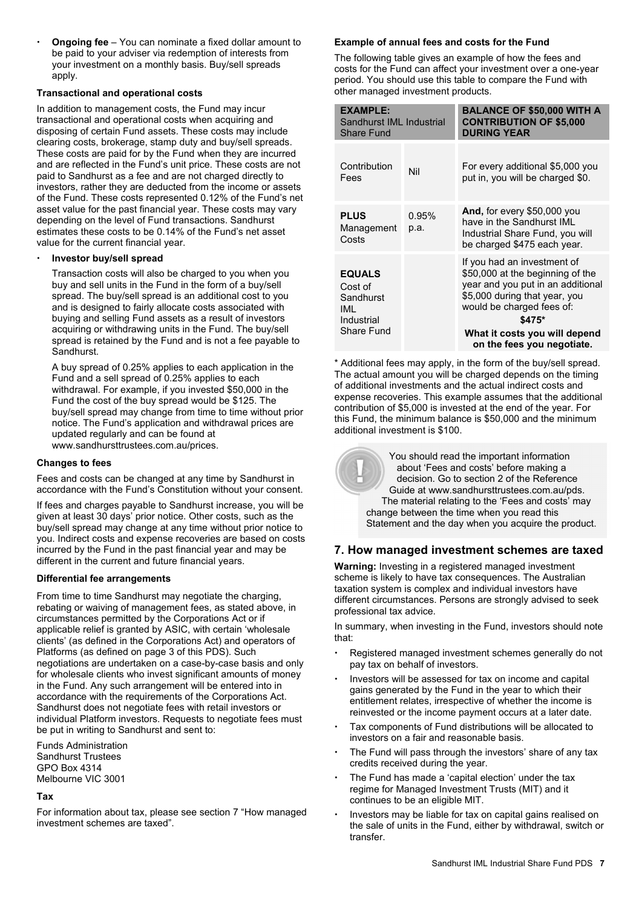- **Ongoing fee** – You can nominate a fixed dollar amount to be paid to your adviser via redemption of interests from your investment on a monthly basis. Buy/sell spreads apply.

**Transactional and operational costs**

In addition to management costs, the Fund may incur transactional and operational costs when acquiring and disposing of certain Fund assets. These costs may include clearing costs, brokerage, stamp duty and buy/sell spreads. These costs are paid for by the Fund when they are incurred and are reflected in the Fund's unit price. These costs are not paid to Sandhurst as a fee and are not charged directly to investors, rather they are deducted from the income or assets of the Fund. These costs represented 0.12% of the Fund's net asset value for the past financial year. These costs may vary depending on the level of Fund transactions. Sandhurst estimates these costs to be 0.14% of the Fund's net asset value for the current financial year.

- **Investor buy/sell spread**

  Transaction costs will also be charged to you when you buy and sell units in the Fund in the form of a buy/sell spread. The buy/sell spread is an additional cost to you and is designed to fairly allocate costs associated with buying and selling Fund assets as a result of investors acquiring or withdrawing units in the Fund. The buy/sell spread is retained by the Fund and is not a fee payable to Sandhurst.

  A buy spread of 0.25% applies to each application in the Fund and a sell spread of 0.25% applies to each withdrawal. For example, if you invested $50,000 in the Fund the cost of the buy spread would be $125. The buy/sell spread may change from time to time without prior notice. The Fund's application and withdrawal prices are updated regularly and can be found at www.sandhursttrustees.com.au/prices.

**Changes to fees**

Fees and costs can be changed at any time by Sandhurst in accordance with the Fund's Constitution without your consent.

If fees and charges payable to Sandhurst increase, you will be given at least 30 days' prior notice. Other costs, such as the buy/sell spread may change at any time without prior notice to you. Indirect costs and expense recoveries are based on costs incurred by the Fund in the past financial year and may be different in the current and future financial years.

**Differential fee arrangements**

From time to time Sandhurst may negotiate the charging, rebating or waiving of management fees, as stated above, in circumstances permitted by the Corporations Act or if applicable relief is granted by ASIC, with certain 'wholesale clients' (as defined in the Corporations Act) and operators of Platforms (as defined on page 3 of this PDS). Such negotiations are undertaken on a case-by-case basis and only for wholesale clients who invest significant amounts of money in the Fund. Any such arrangement will be entered into in accordance with the requirements of the Corporations Act. Sandhurst does not negotiate fees with retail investors or individual Platform investors. Requests to negotiate fees must be put in writing to Sandhurst and sent to:

Funds Administration
Sandhurst Trustees
GPO Box 4314
Melbourne VIC 3001

**Tax**

For information about tax, please see section 7 "How managed investment schemes are taxed".

**Example of annual fees and costs for the Fund**

The following table gives an example of how the fees and costs for the Fund can affect your investment over a one-year period. You should use this table to compare the Fund with other managed investment products.

| **EXAMPLE:** Sandhurst IML Industrial Share Fund | | **BALANCE OF $50,000 WITH A CONTRIBUTION OF $5,000 DURING YEAR** |
|---|---|---|
| Contribution Fees | Nil | For every additional $5,000 you put in, you will be charged $0. |
| **PLUS** Management Costs | 0.95% p.a. | **And,** for every $50,000 you have in the Sandhurst IML Industrial Share Fund, you will be charged $475 each year. |
| **EQUALS** Cost of Sandhurst IML Industrial Share Fund | | If you had an investment of $50,000 at the beginning of the year and you put in an additional $5,000 during that year, you would be charged fees of: **$475*** **What it costs you will depend on the fees you negotiate.** |

\* Additional fees may apply, in the form of the buy/sell spread. The actual amount you will be charged depends on the timing of additional investments and the actual indirect costs and expense recoveries. This example assumes that the additional contribution of $5,000 is invested at the end of the year. For this Fund, the minimum balance is $50,000 and the minimum additional investment is $100.

You should read the important information about 'Fees and costs' before making a decision. Go to section 2 of the Reference Guide at www.sandhursttrustees.com.au/pds. The material relating to the 'Fees and costs' may change between the time when you read this Statement and the day when you acquire the product.

## 7. How managed investment schemes are taxed

**Warning:** Investing in a registered managed investment scheme is likely to have tax consequences. The Australian taxation system is complex and individual investors have different circumstances. Persons are strongly advised to seek professional tax advice.

In summary, when investing in the Fund, investors should note that:

- Registered managed investment schemes generally do not pay tax on behalf of investors.
- Investors will be assessed for tax on income and capital gains generated by the Fund in the year to which their entitlement relates, irrespective of whether the income is reinvested or the income payment occurs at a later date.
- Tax components of Fund distributions will be allocated to investors on a fair and reasonable basis.
- The Fund will pass through the investors' share of any tax credits received during the year.
- The Fund has made a 'capital election' under the tax regime for Managed Investment Trusts (MIT) and it continues to be an eligible MIT.
- Investors may be liable for tax on capital gains realised on the sale of units in the Fund, either by withdrawal, switch or transfer.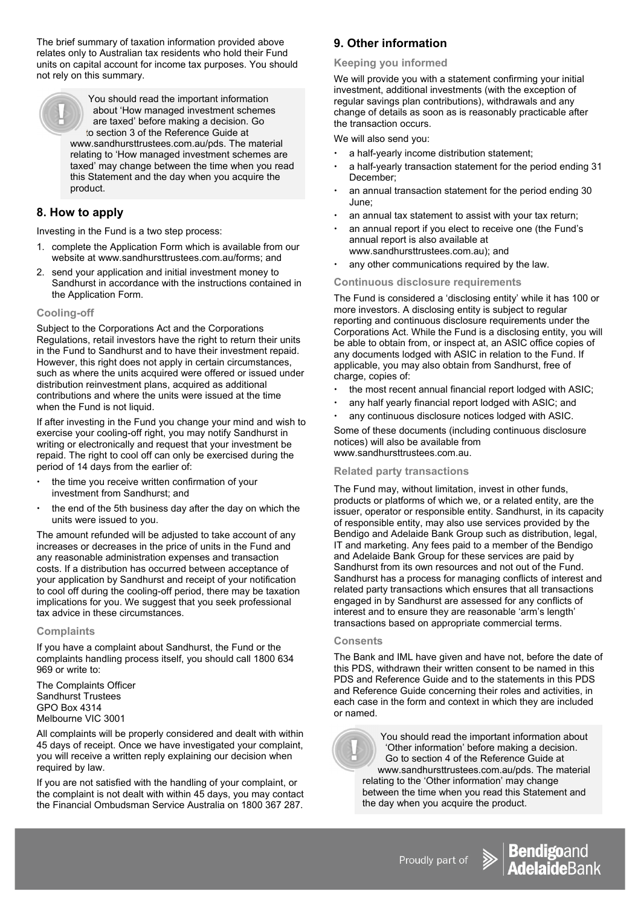The brief summary of taxation information provided above relates only to Australian tax residents who hold their Fund units on capital account for income tax purposes. You should not rely on this summary.

You should read the important information about 'How managed investment schemes are taxed' before making a decision. Go to section 3 of the Reference Guide at www.sandhursttrustees.com.au/pds. The material relating to 'How managed investment schemes are taxed' may change between the time when you read this Statement and the day when you acquire the product.

## 8. How to apply

Investing in the Fund is a two step process:

1. complete the Application Form which is available from our website at www.sandhursttrustees.com.au/forms; and
2. send your application and initial investment money to Sandhurst in accordance with the instructions contained in the Application Form.

### Cooling-off

Subject to the Corporations Act and the Corporations Regulations, retail investors have the right to return their units in the Fund to Sandhurst and to have their investment repaid. However, this right does not apply in certain circumstances, such as where the units acquired were offered or issued under distribution reinvestment plans, acquired as additional contributions and where the units were issued at the time when the Fund is not liquid.

If after investing in the Fund you change your mind and wish to exercise your cooling-off right, you may notify Sandhurst in writing or electronically and request that your investment be repaid. The right to cool off can only be exercised during the period of 14 days from the earlier of:

- the time you receive written confirmation of your investment from Sandhurst; and
- the end of the 5th business day after the day on which the units were issued to you.

The amount refunded will be adjusted to take account of any increases or decreases in the price of units in the Fund and any reasonable administration expenses and transaction costs. If a distribution has occurred between acceptance of your application by Sandhurst and receipt of your notification to cool off during the cooling-off period, there may be taxation implications for you. We suggest that you seek professional tax advice in these circumstances.

### Complaints

If you have a complaint about Sandhurst, the Fund or the complaints handling process itself, you should call 1800 634 969 or write to:

The Complaints Officer
Sandhurst Trustees
GPO Box 4314
Melbourne VIC 3001

All complaints will be properly considered and dealt with within 45 days of receipt. Once we have investigated your complaint, you will receive a written reply explaining our decision when required by law.

If you are not satisfied with the handling of your complaint, or the complaint is not dealt with within 45 days, you may contact the Financial Ombudsman Service Australia on 1800 367 287.

## 9. Other information

### Keeping you informed

We will provide you with a statement confirming your initial investment, additional investments (with the exception of regular savings plan contributions), withdrawals and any change of details as soon as is reasonably practicable after the transaction occurs.

We will also send you:

- a half-yearly income distribution statement;
- a half-yearly transaction statement for the period ending 31 December;
- an annual transaction statement for the period ending 30 June;
- an annual tax statement to assist with your tax return;
- an annual report if you elect to receive one (the Fund's annual report is also available at www.sandhursttrustees.com.au); and
- any other communications required by the law.

### Continuous disclosure requirements

The Fund is considered a 'disclosing entity' while it has 100 or more investors. A disclosing entity is subject to regular reporting and continuous disclosure requirements under the Corporations Act. While the Fund is a disclosing entity, you will be able to obtain from, or inspect at, an ASIC office copies of any documents lodged with ASIC in relation to the Fund. If applicable, you may also obtain from Sandhurst, free of charge, copies of:

- the most recent annual financial report lodged with ASIC;
- any half yearly financial report lodged with ASIC; and
- any continuous disclosure notices lodged with ASIC.

Some of these documents (including continuous disclosure notices) will also be available from www.sandhursttrustees.com.au.

### Related party transactions

The Fund may, without limitation, invest in other funds, products or platforms of which we, or a related entity, are the issuer, operator or responsible entity. Sandhurst, in its capacity of responsible entity, may also use services provided by the Bendigo and Adelaide Bank Group such as distribution, legal, IT and marketing. Any fees paid to a member of the Bendigo and Adelaide Bank Group for these services are paid by Sandhurst from its own resources and not out of the Fund. Sandhurst has a process for managing conflicts of interest and related party transactions which ensures that all transactions engaged in by Sandhurst are assessed for any conflicts of interest and to ensure they are reasonable 'arm's length' transactions based on appropriate commercial terms.

### Consents

The Bank and IML have given and have not, before the date of this PDS, withdrawn their written consent to be named in this PDS and Reference Guide and to the statements in this PDS and Reference Guide concerning their roles and activities, in each case in the form and context in which they are included or named.

You should read the important information about 'Other information' before making a decision. Go to section 4 of the Reference Guide at www.sandhursttrustees.com.au/pds. The material relating to the 'Other information' may change between the time when you read this Statement and the day when you acquire the product.

Proudly part of Bendigo and Adelaide Bank